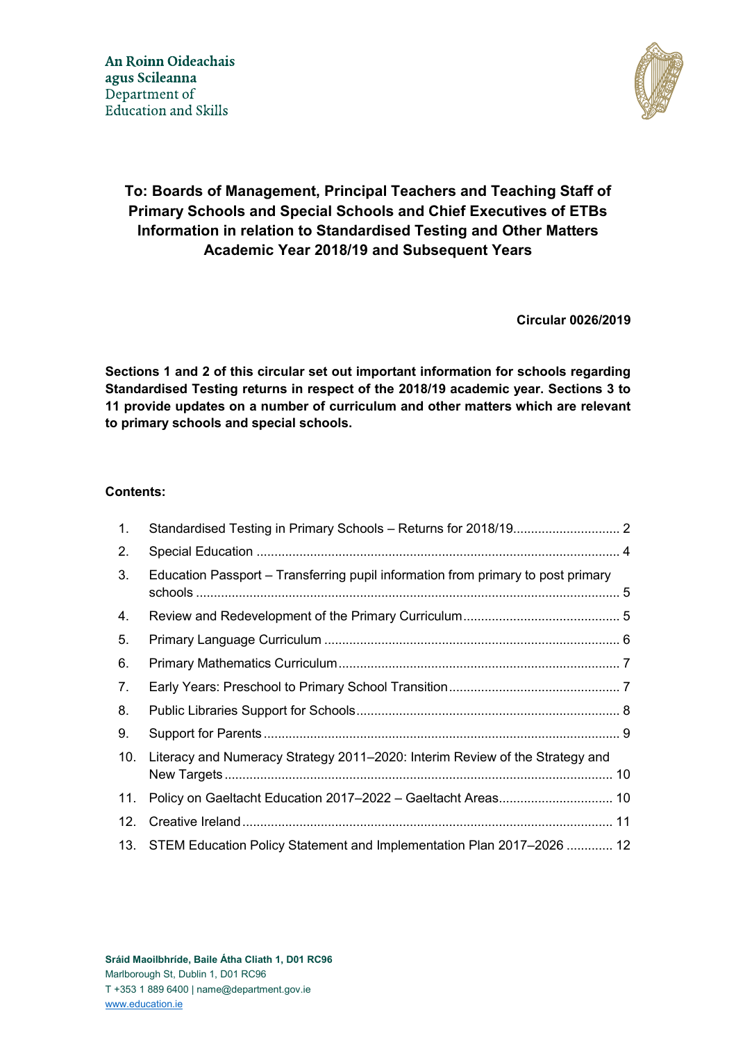An Roinn Oideachais agus Scileanna
Department of Education and Skills

**To: Boards of Management, Principal Teachers and Teaching Staff of Primary Schools and Special Schools and Chief Executives of ETBs**
**Information in relation to Standardised Testing and Other Matters**
**Academic Year 2018/19 and Subsequent Years**

**Circular 0026/2019**

**Sections 1 and 2 of this circular set out important information for schools regarding Standardised Testing returns in respect of the 2018/19 academic year. Sections 3 to 11 provide updates on a number of curriculum and other matters which are relevant to primary schools and special schools.**

**Contents:**

1. Standardised Testing in Primary Schools – Returns for 2018/19 .............................. 2
2. Special Education .............................. 4
3. Education Passport – Transferring pupil information from primary to post primary schools .............................. 5
4. Review and Redevelopment of the Primary Curriculum .............................. 5
5. Primary Language Curriculum .............................. 6
6. Primary Mathematics Curriculum .............................. 7
7. Early Years: Preschool to Primary School Transition .............................. 7
8. Public Libraries Support for Schools .............................. 8
9. Support for Parents .............................. 9
10. Literacy and Numeracy Strategy 2011–2020: Interim Review of the Strategy and New Targets .............................. 10
11. Policy on Gaeltacht Education 2017–2022 – Gaeltacht Areas .............................. 10
12. Creative Ireland .............................. 11
13. STEM Education Policy Statement and Implementation Plan 2017–2026 .............................. 12

Sráid Maoilbhríde, Baile Átha Cliath 1, D01 RC96
Marlborough St, Dublin 1, D01 RC96
T +353 1 889 6400 | name@department.gov.ie
www.education.ie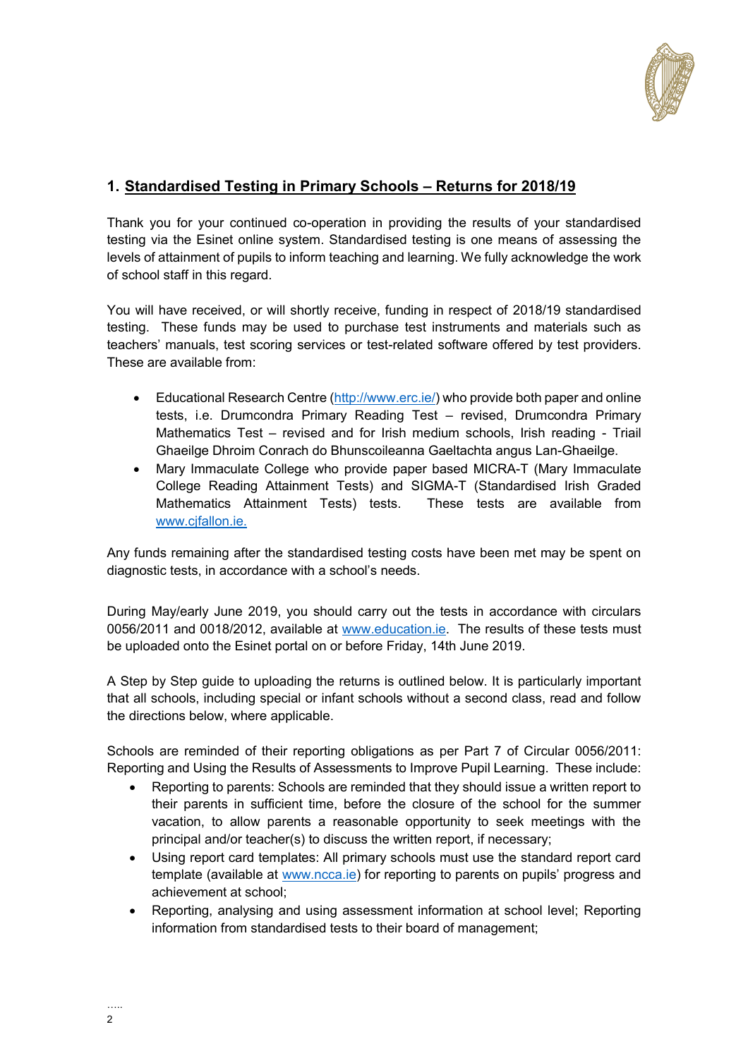## 1. Standardised Testing in Primary Schools – Returns for 2018/19

Thank you for your continued co-operation in providing the results of your standardised testing via the Esinet online system. Standardised testing is one means of assessing the levels of attainment of pupils to inform teaching and learning. We fully acknowledge the work of school staff in this regard.

You will have received, or will shortly receive, funding in respect of 2018/19 standardised testing. These funds may be used to purchase test instruments and materials such as teachers' manuals, test scoring services or test-related software offered by test providers. These are available from:

- Educational Research Centre (http://www.erc.ie/) who provide both paper and online tests, i.e. Drumcondra Primary Reading Test – revised, Drumcondra Primary Mathematics Test – revised and for Irish medium schools, Irish reading - Triail Ghaeilge Dhroim Conrach do Bhunscoileanna Gaeltachta angus Lan-Ghaeilge.
- Mary Immaculate College who provide paper based MICRA-T (Mary Immaculate College Reading Attainment Tests) and SIGMA-T (Standardised Irish Graded Mathematics Attainment Tests) tests. These tests are available from www.cjfallon.ie.

Any funds remaining after the standardised testing costs have been met may be spent on diagnostic tests, in accordance with a school's needs.

During May/early June 2019, you should carry out the tests in accordance with circulars 0056/2011 and 0018/2012, available at www.education.ie. The results of these tests must be uploaded onto the Esinet portal on or before Friday, 14th June 2019.

A Step by Step guide to uploading the returns is outlined below. It is particularly important that all schools, including special or infant schools without a second class, read and follow the directions below, where applicable.

Schools are reminded of their reporting obligations as per Part 7 of Circular 0056/2011: Reporting and Using the Results of Assessments to Improve Pupil Learning. These include:

- Reporting to parents: Schools are reminded that they should issue a written report to their parents in sufficient time, before the closure of the school for the summer vacation, to allow parents a reasonable opportunity to seek meetings with the principal and/or teacher(s) to discuss the written report, if necessary;
- Using report card templates: All primary schools must use the standard report card template (available at www.ncca.ie) for reporting to parents on pupils' progress and achievement at school;
- Reporting, analysing and using assessment information at school level; Reporting information from standardised tests to their board of management;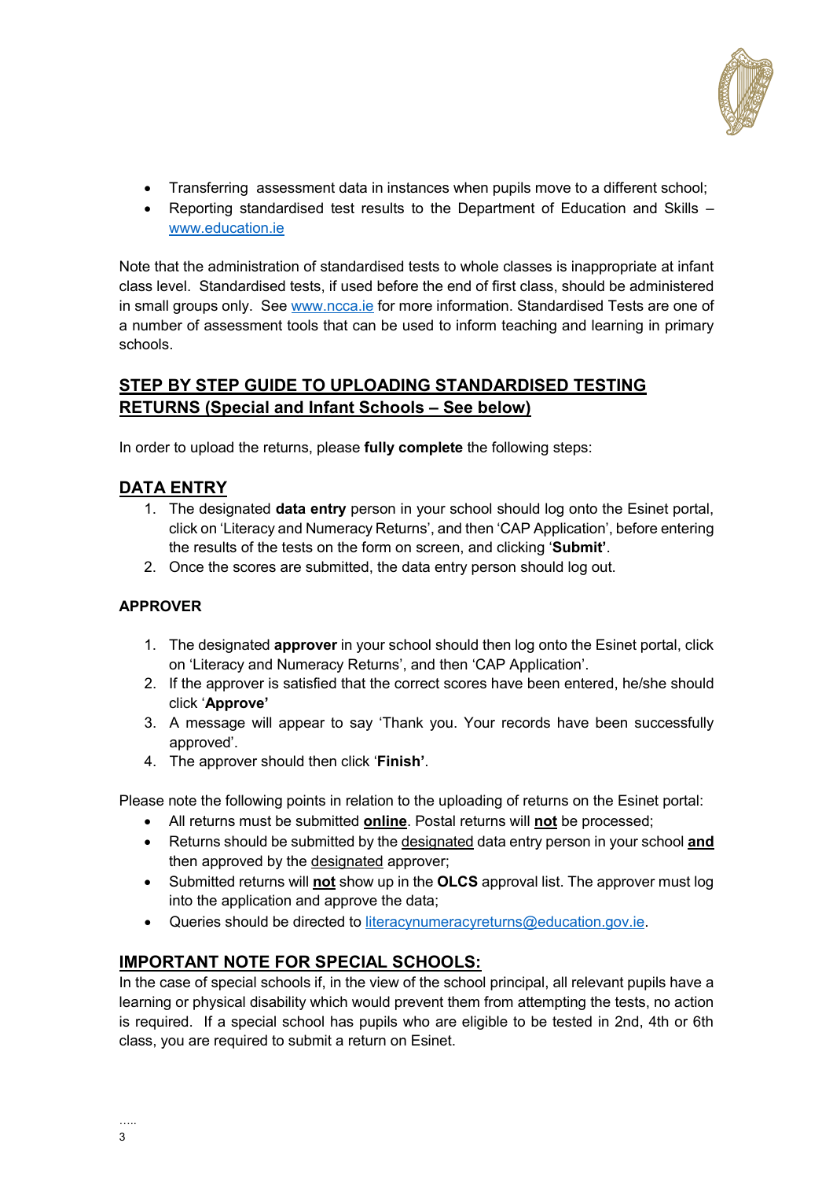- Transferring assessment data in instances when pupils move to a different school;
- Reporting standardised test results to the Department of Education and Skills – www.education.ie

Note that the administration of standardised tests to whole classes is inappropriate at infant class level. Standardised tests, if used before the end of first class, should be administered in small groups only. See www.ncca.ie for more information. Standardised Tests are one of a number of assessment tools that can be used to inform teaching and learning in primary schools.

## STEP BY STEP GUIDE TO UPLOADING STANDARDISED TESTING RETURNS (Special and Infant Schools – See below)

In order to upload the returns, please **fully complete** the following steps:

## DATA ENTRY

1. The designated **data entry** person in your school should log onto the Esinet portal, click on 'Literacy and Numeracy Returns', and then 'CAP Application', before entering the results of the tests on the form on screen, and clicking '**Submit'**.
2. Once the scores are submitted, the data entry person should log out.

### APPROVER

1. The designated **approver** in your school should then log onto the Esinet portal, click on 'Literacy and Numeracy Returns', and then 'CAP Application'.
2. If the approver is satisfied that the correct scores have been entered, he/she should click '**Approve'**
3. A message will appear to say 'Thank you. Your records have been successfully approved'.
4. The approver should then click '**Finish'**.

Please note the following points in relation to the uploading of returns on the Esinet portal:

- All returns must be submitted **online**. Postal returns will **not** be processed;
- Returns should be submitted by the designated data entry person in your school **and** then approved by the designated approver;
- Submitted returns will **not** show up in the **OLCS** approval list. The approver must log into the application and approve the data;
- Queries should be directed to literacynumeracyreturns@education.gov.ie.

## IMPORTANT NOTE FOR SPECIAL SCHOOLS:

In the case of special schools if, in the view of the school principal, all relevant pupils have a learning or physical disability which would prevent them from attempting the tests, no action is required. If a special school has pupils who are eligible to be tested in 2nd, 4th or 6th class, you are required to submit a return on Esinet.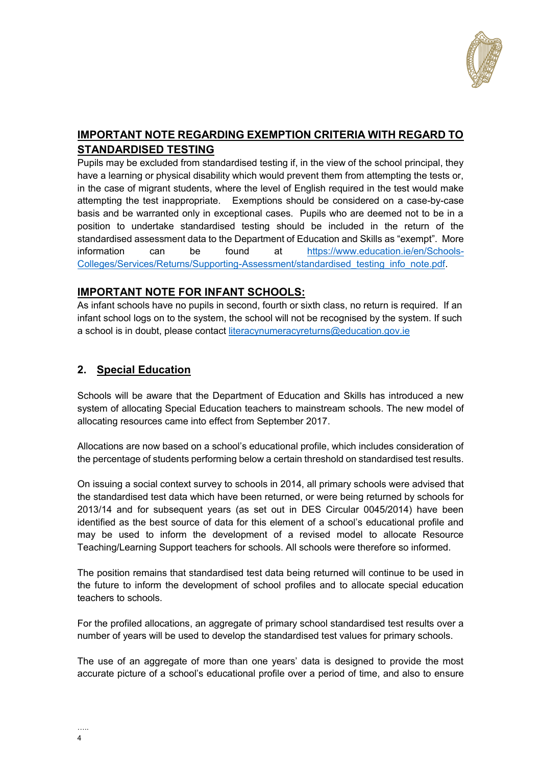## IMPORTANT NOTE REGARDING EXEMPTION CRITERIA WITH REGARD TO STANDARDISED TESTING

Pupils may be excluded from standardised testing if, in the view of the school principal, they have a learning or physical disability which would prevent them from attempting the tests or, in the case of migrant students, where the level of English required in the test would make attempting the test inappropriate. Exemptions should be considered on a case-by-case basis and be warranted only in exceptional cases. Pupils who are deemed not to be in a position to undertake standardised testing should be included in the return of the standardised assessment data to the Department of Education and Skills as "exempt". More information can be found at [https://www.education.ie/en/Schools-Colleges/Services/Returns/Supporting-Assessment/standardised_testing_info_note.pdf](https://www.education.ie/en/Schools-Colleges/Services/Returns/Supporting-Assessment/standardised_testing_info_note.pdf).

## IMPORTANT NOTE FOR INFANT SCHOOLS:

As infant schools have no pupils in second, fourth or sixth class, no return is required. If an infant school logs on to the system, the school will not be recognised by the system. If such a school is in doubt, please contact [literacynumeracyreturns@education.gov.ie](mailto:literacynumeracyreturns@education.gov.ie)

## 2. Special Education

Schools will be aware that the Department of Education and Skills has introduced a new system of allocating Special Education teachers to mainstream schools. The new model of allocating resources came into effect from September 2017.

Allocations are now based on a school's educational profile, which includes consideration of the percentage of students performing below a certain threshold on standardised test results.

On issuing a social context survey to schools in 2014, all primary schools were advised that the standardised test data which have been returned, or were being returned by schools for 2013/14 and for subsequent years (as set out in DES Circular 0045/2014) have been identified as the best source of data for this element of a school's educational profile and may be used to inform the development of a revised model to allocate Resource Teaching/Learning Support teachers for schools. All schools were therefore so informed.

The position remains that standardised test data being returned will continue to be used in the future to inform the development of school profiles and to allocate special education teachers to schools.

For the profiled allocations, an aggregate of primary school standardised test results over a number of years will be used to develop the standardised test values for primary schools.

The use of an aggregate of more than one years' data is designed to provide the most accurate picture of a school's educational profile over a period of time, and also to ensure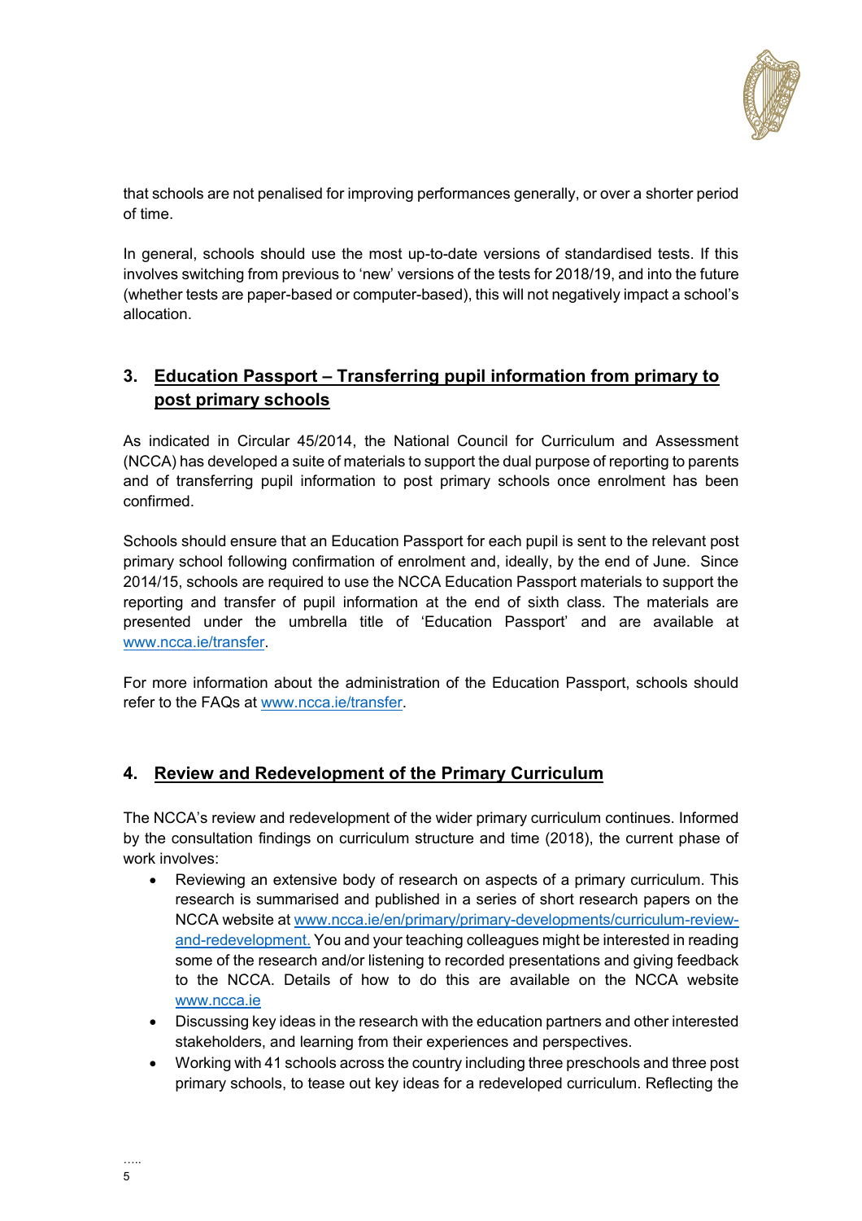that schools are not penalised for improving performances generally, or over a shorter period of time.

In general, schools should use the most up-to-date versions of standardised tests. If this involves switching from previous to 'new' versions of the tests for 2018/19, and into the future (whether tests are paper-based or computer-based), this will not negatively impact a school's allocation.

## 3. Education Passport – Transferring pupil information from primary to post primary schools

As indicated in Circular 45/2014, the National Council for Curriculum and Assessment (NCCA) has developed a suite of materials to support the dual purpose of reporting to parents and of transferring pupil information to post primary schools once enrolment has been confirmed.

Schools should ensure that an Education Passport for each pupil is sent to the relevant post primary school following confirmation of enrolment and, ideally, by the end of June. Since 2014/15, schools are required to use the NCCA Education Passport materials to support the reporting and transfer of pupil information at the end of sixth class. The materials are presented under the umbrella title of 'Education Passport' and are available at www.ncca.ie/transfer.

For more information about the administration of the Education Passport, schools should refer to the FAQs at www.ncca.ie/transfer.

## 4. Review and Redevelopment of the Primary Curriculum

The NCCA's review and redevelopment of the wider primary curriculum continues. Informed by the consultation findings on curriculum structure and time (2018), the current phase of work involves:

- Reviewing an extensive body of research on aspects of a primary curriculum. This research is summarised and published in a series of short research papers on the NCCA website at www.ncca.ie/en/primary/primary-developments/curriculum-review-and-redevelopment. You and your teaching colleagues might be interested in reading some of the research and/or listening to recorded presentations and giving feedback to the NCCA. Details of how to do this are available on the NCCA website www.ncca.ie
- Discussing key ideas in the research with the education partners and other interested stakeholders, and learning from their experiences and perspectives.
- Working with 41 schools across the country including three preschools and three post primary schools, to tease out key ideas for a redeveloped curriculum. Reflecting the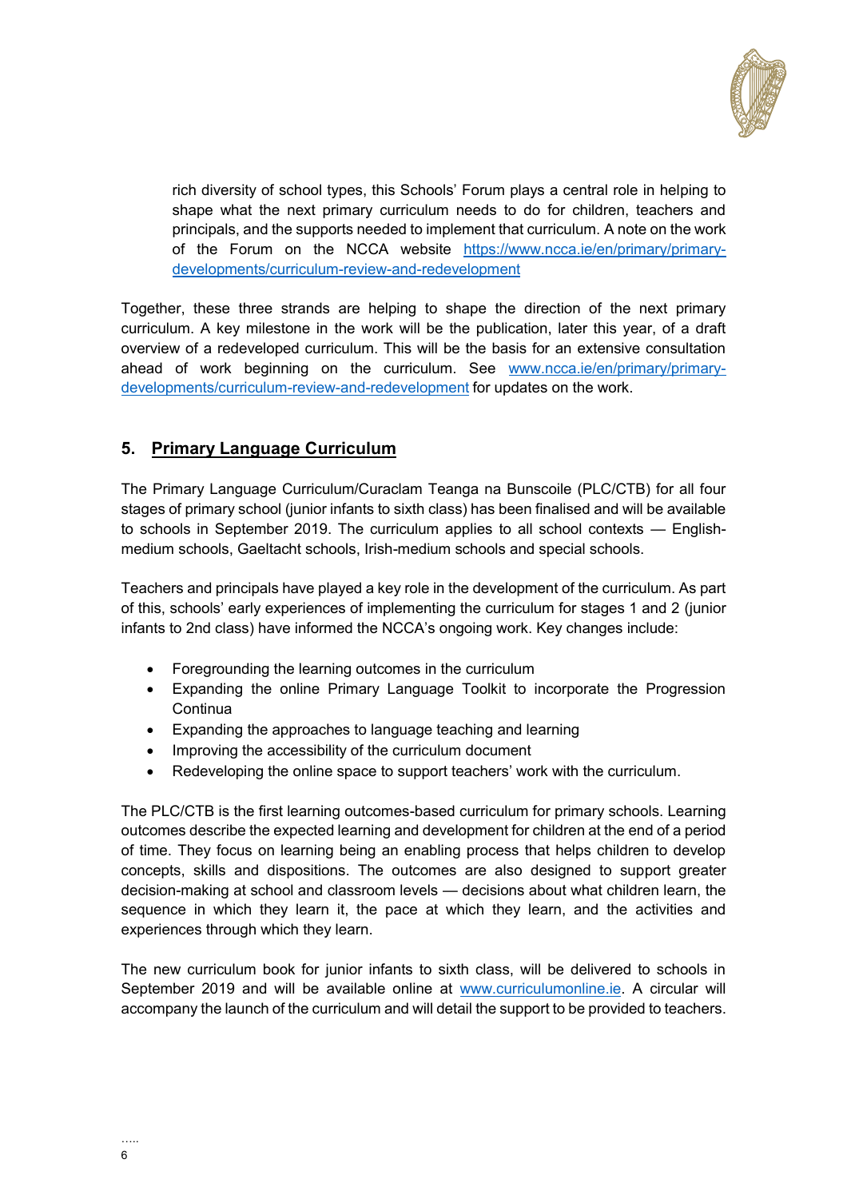rich diversity of school types, this Schools' Forum plays a central role in helping to shape what the next primary curriculum needs to do for children, teachers and principals, and the supports needed to implement that curriculum. A note on the work of the Forum on the NCCA website [https://www.ncca.ie/en/primary/primary-developments/curriculum-review-and-redevelopment](https://www.ncca.ie/en/primary/primary-developments/curriculum-review-and-redevelopment)

Together, these three strands are helping to shape the direction of the next primary curriculum. A key milestone in the work will be the publication, later this year, of a draft overview of a redeveloped curriculum. This will be the basis for an extensive consultation ahead of work beginning on the curriculum. See [www.ncca.ie/en/primary/primary-developments/curriculum-review-and-redevelopment](www.ncca.ie/en/primary/primary-developments/curriculum-review-and-redevelopment) for updates on the work.

## 5. Primary Language Curriculum

The Primary Language Curriculum/Curaclam Teanga na Bunscoile (PLC/CTB) for all four stages of primary school (junior infants to sixth class) has been finalised and will be available to schools in September 2019. The curriculum applies to all school contexts — English-medium schools, Gaeltacht schools, Irish-medium schools and special schools.

Teachers and principals have played a key role in the development of the curriculum. As part of this, schools' early experiences of implementing the curriculum for stages 1 and 2 (junior infants to 2nd class) have informed the NCCA's ongoing work. Key changes include:

- Foregrounding the learning outcomes in the curriculum
- Expanding the online Primary Language Toolkit to incorporate the Progression Continua
- Expanding the approaches to language teaching and learning
- Improving the accessibility of the curriculum document
- Redeveloping the online space to support teachers' work with the curriculum.

The PLC/CTB is the first learning outcomes-based curriculum for primary schools. Learning outcomes describe the expected learning and development for children at the end of a period of time. They focus on learning being an enabling process that helps children to develop concepts, skills and dispositions. The outcomes are also designed to support greater decision-making at school and classroom levels — decisions about what children learn, the sequence in which they learn it, the pace at which they learn, and the activities and experiences through which they learn.

The new curriculum book for junior infants to sixth class, will be delivered to schools in September 2019 and will be available online at [www.curriculumonline.ie](www.curriculumonline.ie). A circular will accompany the launch of the curriculum and will detail the support to be provided to teachers.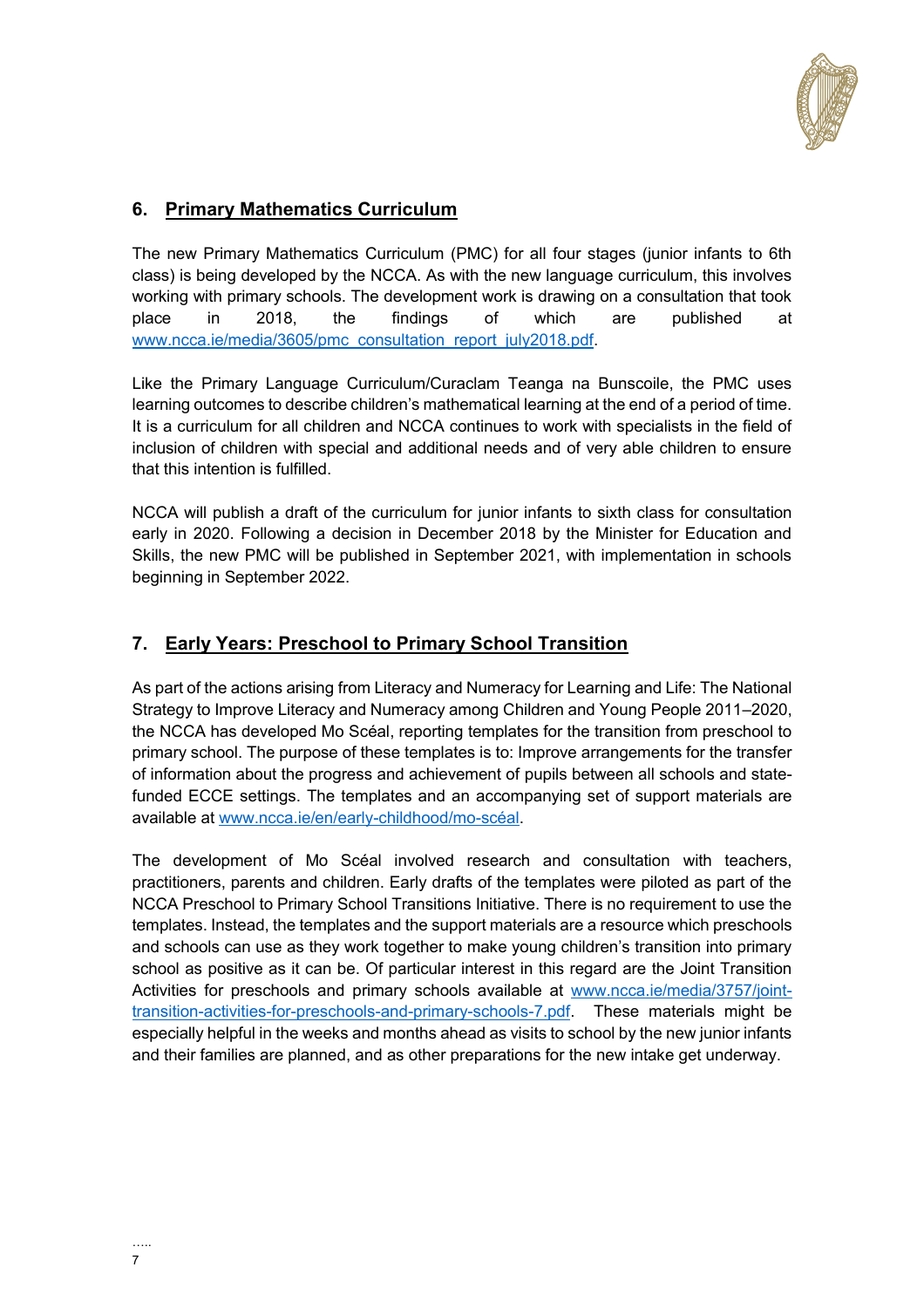## 6. Primary Mathematics Curriculum

The new Primary Mathematics Curriculum (PMC) for all four stages (junior infants to 6th class) is being developed by the NCCA. As with the new language curriculum, this involves working with primary schools. The development work is drawing on a consultation that took place in 2018, the findings of which are published at www.ncca.ie/media/3605/pmc_consultation_report_july2018.pdf.

Like the Primary Language Curriculum/Curaclam Teanga na Bunscoile, the PMC uses learning outcomes to describe children's mathematical learning at the end of a period of time. It is a curriculum for all children and NCCA continues to work with specialists in the field of inclusion of children with special and additional needs and of very able children to ensure that this intention is fulfilled.

NCCA will publish a draft of the curriculum for junior infants to sixth class for consultation early in 2020. Following a decision in December 2018 by the Minister for Education and Skills, the new PMC will be published in September 2021, with implementation in schools beginning in September 2022.

## 7. Early Years: Preschool to Primary School Transition

As part of the actions arising from Literacy and Numeracy for Learning and Life: The National Strategy to Improve Literacy and Numeracy among Children and Young People 2011–2020, the NCCA has developed Mo Scéal, reporting templates for the transition from preschool to primary school. The purpose of these templates is to: Improve arrangements for the transfer of information about the progress and achievement of pupils between all schools and state-funded ECCE settings. The templates and an accompanying set of support materials are available at www.ncca.ie/en/early-childhood/mo-scéal.

The development of Mo Scéal involved research and consultation with teachers, practitioners, parents and children. Early drafts of the templates were piloted as part of the NCCA Preschool to Primary School Transitions Initiative. There is no requirement to use the templates. Instead, the templates and the support materials are a resource which preschools and schools can use as they work together to make young children's transition into primary school as positive as it can be. Of particular interest in this regard are the Joint Transition Activities for preschools and primary schools available at www.ncca.ie/media/3757/joint-transition-activities-for-preschools-and-primary-schools-7.pdf. These materials might be especially helpful in the weeks and months ahead as visits to school by the new junior infants and their families are planned, and as other preparations for the new intake get underway.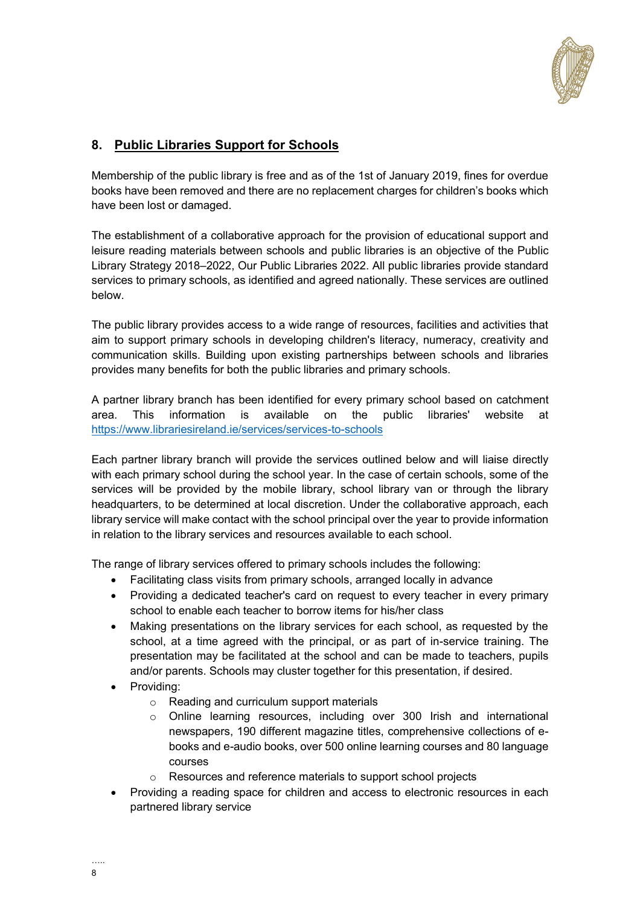## 8. Public Libraries Support for Schools

Membership of the public library is free and as of the 1st of January 2019, fines for overdue books have been removed and there are no replacement charges for children's books which have been lost or damaged.

The establishment of a collaborative approach for the provision of educational support and leisure reading materials between schools and public libraries is an objective of the Public Library Strategy 2018–2022, Our Public Libraries 2022. All public libraries provide standard services to primary schools, as identified and agreed nationally. These services are outlined below.

The public library provides access to a wide range of resources, facilities and activities that aim to support primary schools in developing children's literacy, numeracy, creativity and communication skills. Building upon existing partnerships between schools and libraries provides many benefits for both the public libraries and primary schools.

A partner library branch has been identified for every primary school based on catchment area. This information is available on the public libraries' website at https://www.librariesireland.ie/services/services-to-schools

Each partner library branch will provide the services outlined below and will liaise directly with each primary school during the school year. In the case of certain schools, some of the services will be provided by the mobile library, school library van or through the library headquarters, to be determined at local discretion. Under the collaborative approach, each library service will make contact with the school principal over the year to provide information in relation to the library services and resources available to each school.

The range of library services offered to primary schools includes the following:

- Facilitating class visits from primary schools, arranged locally in advance
- Providing a dedicated teacher's card on request to every teacher in every primary school to enable each teacher to borrow items for his/her class
- Making presentations on the library services for each school, as requested by the school, at a time agreed with the principal, or as part of in-service training. The presentation may be facilitated at the school and can be made to teachers, pupils and/or parents. Schools may cluster together for this presentation, if desired.
- Providing:
    - Reading and curriculum support materials
    - Online learning resources, including over 300 Irish and international newspapers, 190 different magazine titles, comprehensive collections of e-books and e-audio books, over 500 online learning courses and 80 language courses
    - Resources and reference materials to support school projects
- Providing a reading space for children and access to electronic resources in each partnered library service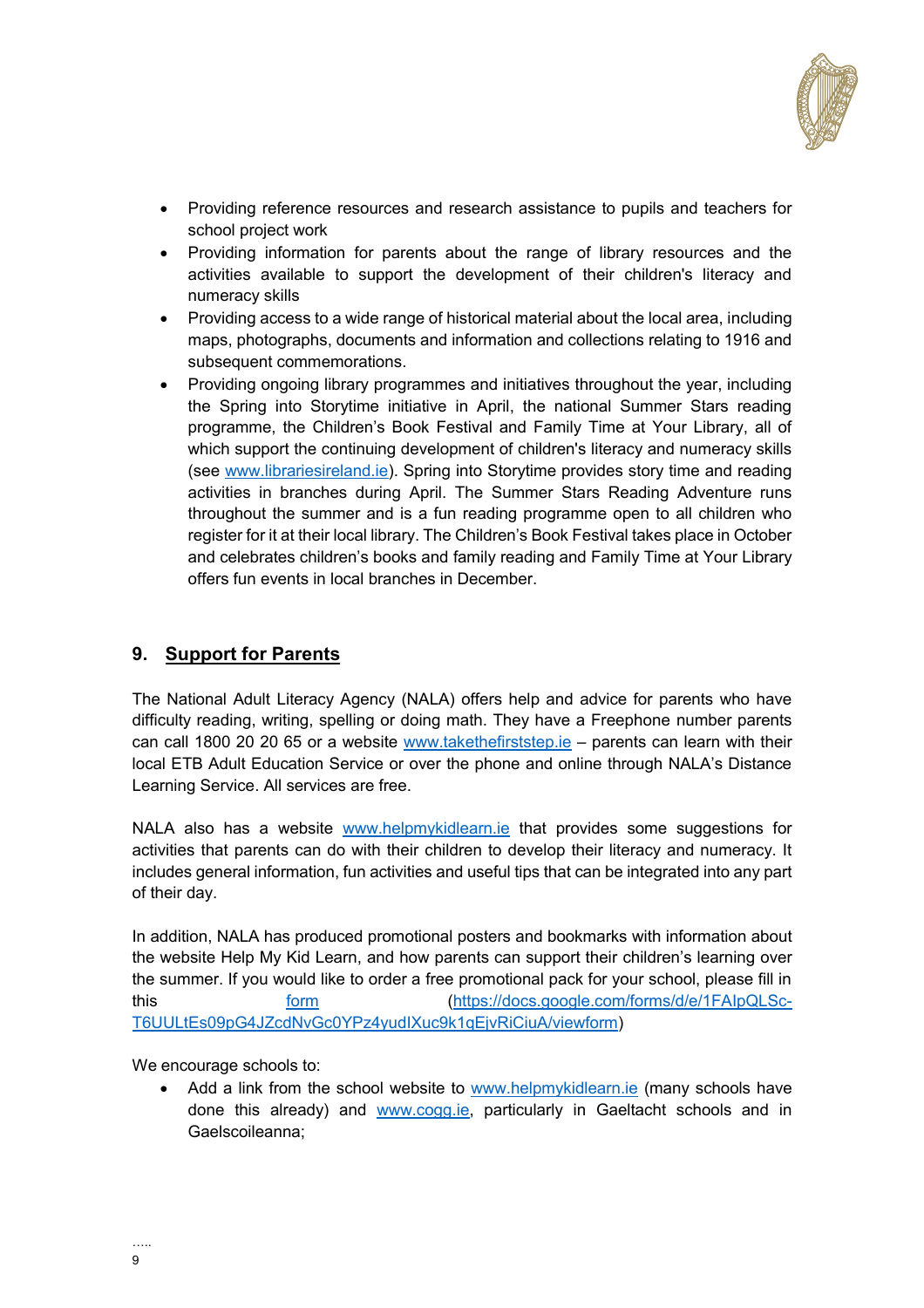- Providing reference resources and research assistance to pupils and teachers for school project work
- Providing information for parents about the range of library resources and the activities available to support the development of their children's literacy and numeracy skills
- Providing access to a wide range of historical material about the local area, including maps, photographs, documents and information and collections relating to 1916 and subsequent commemorations.
- Providing ongoing library programmes and initiatives throughout the year, including the Spring into Storytime initiative in April, the national Summer Stars reading programme, the Children's Book Festival and Family Time at Your Library, all of which support the continuing development of children's literacy and numeracy skills (see [www.librariesireland.ie](http://www.librariesireland.ie)). Spring into Storytime provides story time and reading activities in branches during April. The Summer Stars Reading Adventure runs throughout the summer and is a fun reading programme open to all children who register for it at their local library. The Children's Book Festival takes place in October and celebrates children's books and family reading and Family Time at Your Library offers fun events in local branches in December.

## 9. <u>Support for Parents</u>

The National Adult Literacy Agency (NALA) offers help and advice for parents who have difficulty reading, writing, spelling or doing math. They have a Freephone number parents can call 1800 20 20 65 or a website [www.takethefirststep.ie](http://www.takethefirststep.ie) – parents can learn with their local ETB Adult Education Service or over the phone and online through NALA's Distance Learning Service. All services are free.

NALA also has a website [www.helpmykidlearn.ie](http://www.helpmykidlearn.ie) that provides some suggestions for activities that parents can do with their children to develop their literacy and numeracy. It includes general information, fun activities and useful tips that can be integrated into any part of their day.

In addition, NALA has produced promotional posters and bookmarks with information about the website Help My Kid Learn, and how parents can support their children's learning over the summer. If you would like to order a free promotional pack for your school, please fill in this [form](https://docs.google.com/forms/d/e/1FAIpQLSc-T6UULtEs09pG4JZcdNvGc0YPz4yudIXuc9k1qEjvRiCiuA/viewform) ([https://docs.google.com/forms/d/e/1FAIpQLSc-T6UULtEs09pG4JZcdNvGc0YPz4yudIXuc9k1qEjvRiCiuA/viewform](https://docs.google.com/forms/d/e/1FAIpQLSc-T6UULtEs09pG4JZcdNvGc0YPz4yudIXuc9k1qEjvRiCiuA/viewform))

We encourage schools to:

- Add a link from the school website to [www.helpmykidlearn.ie](http://www.helpmykidlearn.ie) (many schools have done this already) and [www.cogg.ie](http://www.cogg.ie), particularly in Gaeltacht schools and in Gaelscoileanna;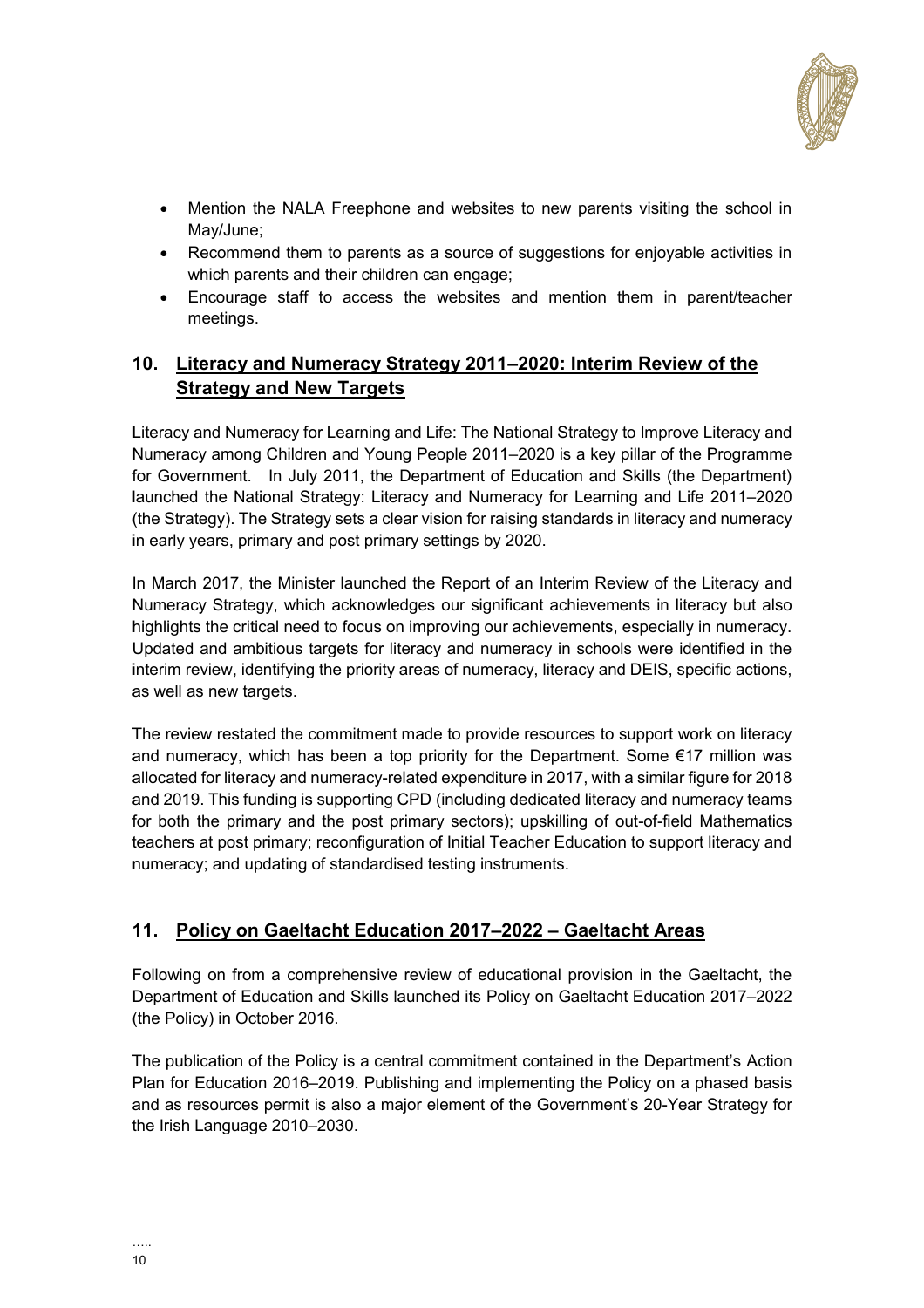- Mention the NALA Freephone and websites to new parents visiting the school in May/June;
- Recommend them to parents as a source of suggestions for enjoyable activities in which parents and their children can engage;
- Encourage staff to access the websites and mention them in parent/teacher meetings.

## 10. Literacy and Numeracy Strategy 2011–2020: Interim Review of the Strategy and New Targets

Literacy and Numeracy for Learning and Life: The National Strategy to Improve Literacy and Numeracy among Children and Young People 2011–2020 is a key pillar of the Programme for Government. In July 2011, the Department of Education and Skills (the Department) launched the National Strategy: Literacy and Numeracy for Learning and Life 2011–2020 (the Strategy). The Strategy sets a clear vision for raising standards in literacy and numeracy in early years, primary and post primary settings by 2020.

In March 2017, the Minister launched the Report of an Interim Review of the Literacy and Numeracy Strategy, which acknowledges our significant achievements in literacy but also highlights the critical need to focus on improving our achievements, especially in numeracy. Updated and ambitious targets for literacy and numeracy in schools were identified in the interim review, identifying the priority areas of numeracy, literacy and DEIS, specific actions, as well as new targets.

The review restated the commitment made to provide resources to support work on literacy and numeracy, which has been a top priority for the Department. Some €17 million was allocated for literacy and numeracy-related expenditure in 2017, with a similar figure for 2018 and 2019. This funding is supporting CPD (including dedicated literacy and numeracy teams for both the primary and the post primary sectors); upskilling of out-of-field Mathematics teachers at post primary; reconfiguration of Initial Teacher Education to support literacy and numeracy; and updating of standardised testing instruments.

## 11. Policy on Gaeltacht Education 2017–2022 – Gaeltacht Areas

Following on from a comprehensive review of educational provision in the Gaeltacht, the Department of Education and Skills launched its Policy on Gaeltacht Education 2017–2022 (the Policy) in October 2016.

The publication of the Policy is a central commitment contained in the Department's Action Plan for Education 2016–2019. Publishing and implementing the Policy on a phased basis and as resources permit is also a major element of the Government's 20-Year Strategy for the Irish Language 2010–2030.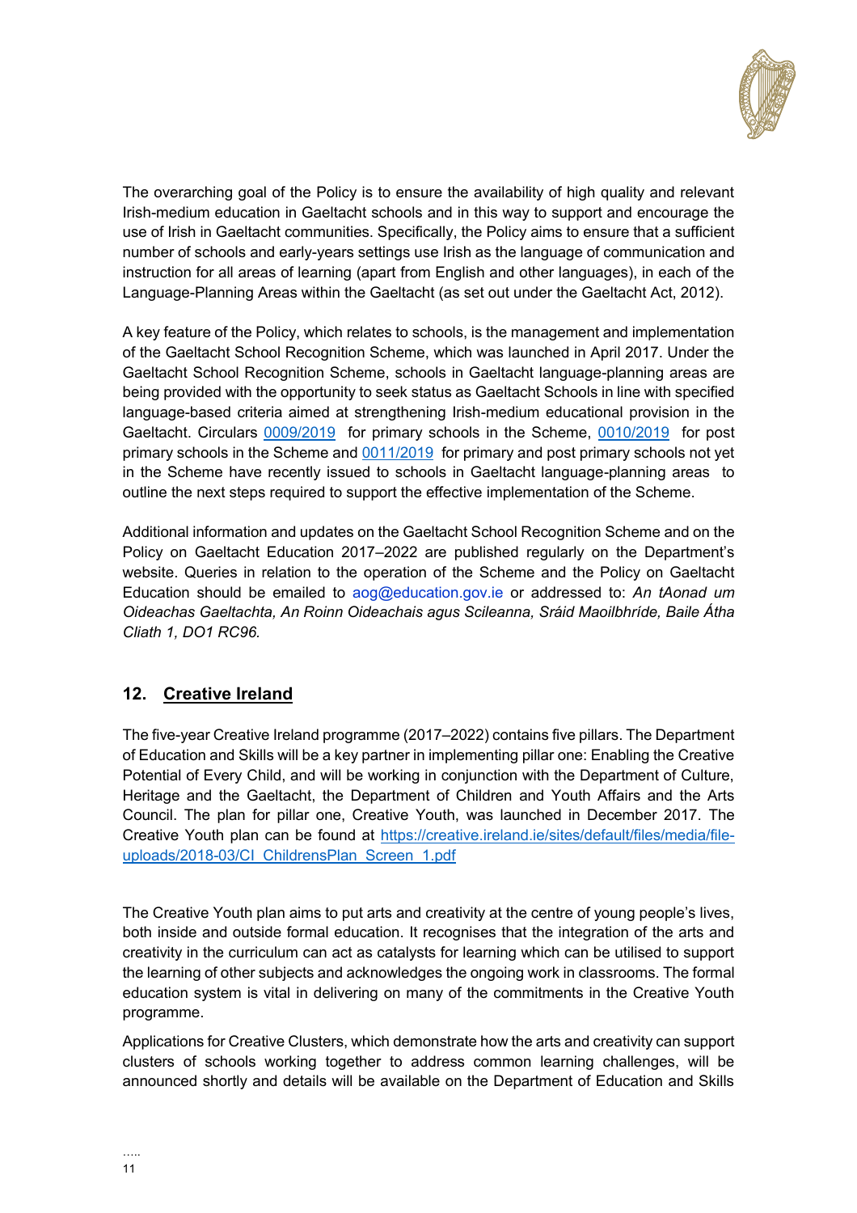The overarching goal of the Policy is to ensure the availability of high quality and relevant Irish-medium education in Gaeltacht schools and in this way to support and encourage the use of Irish in Gaeltacht communities. Specifically, the Policy aims to ensure that a sufficient number of schools and early-years settings use Irish as the language of communication and instruction for all areas of learning (apart from English and other languages), in each of the Language-Planning Areas within the Gaeltacht (as set out under the Gaeltacht Act, 2012).

A key feature of the Policy, which relates to schools, is the management and implementation of the Gaeltacht School Recognition Scheme, which was launched in April 2017. Under the Gaeltacht School Recognition Scheme, schools in Gaeltacht language-planning areas are being provided with the opportunity to seek status as Gaeltacht Schools in line with specified language-based criteria aimed at strengthening Irish-medium educational provision in the Gaeltacht. Circulars 0009/2019 for primary schools in the Scheme, 0010/2019 for post primary schools in the Scheme and 0011/2019 for primary and post primary schools not yet in the Scheme have recently issued to schools in Gaeltacht language-planning areas to outline the next steps required to support the effective implementation of the Scheme.

Additional information and updates on the Gaeltacht School Recognition Scheme and on the Policy on Gaeltacht Education 2017–2022 are published regularly on the Department's website. Queries in relation to the operation of the Scheme and the Policy on Gaeltacht Education should be emailed to aog@education.gov.ie or addressed to: *An tAonad um Oideachas Gaeltachta, An Roinn Oideachais agus Scileanna, Sráid Maoilbhríde, Baile Átha Cliath 1, DO1 RC96.*

## 12. Creative Ireland

The five-year Creative Ireland programme (2017–2022) contains five pillars. The Department of Education and Skills will be a key partner in implementing pillar one: Enabling the Creative Potential of Every Child, and will be working in conjunction with the Department of Culture, Heritage and the Gaeltacht, the Department of Children and Youth Affairs and the Arts Council. The plan for pillar one, Creative Youth, was launched in December 2017. The Creative Youth plan can be found at https://creative.ireland.ie/sites/default/files/media/file-uploads/2018-03/CI_ChildrensPlan_Screen_1.pdf

The Creative Youth plan aims to put arts and creativity at the centre of young people's lives, both inside and outside formal education. It recognises that the integration of the arts and creativity in the curriculum can act as catalysts for learning which can be utilised to support the learning of other subjects and acknowledges the ongoing work in classrooms. The formal education system is vital in delivering on many of the commitments in the Creative Youth programme.

Applications for Creative Clusters, which demonstrate how the arts and creativity can support clusters of schools working together to address common learning challenges, will be announced shortly and details will be available on the Department of Education and Skills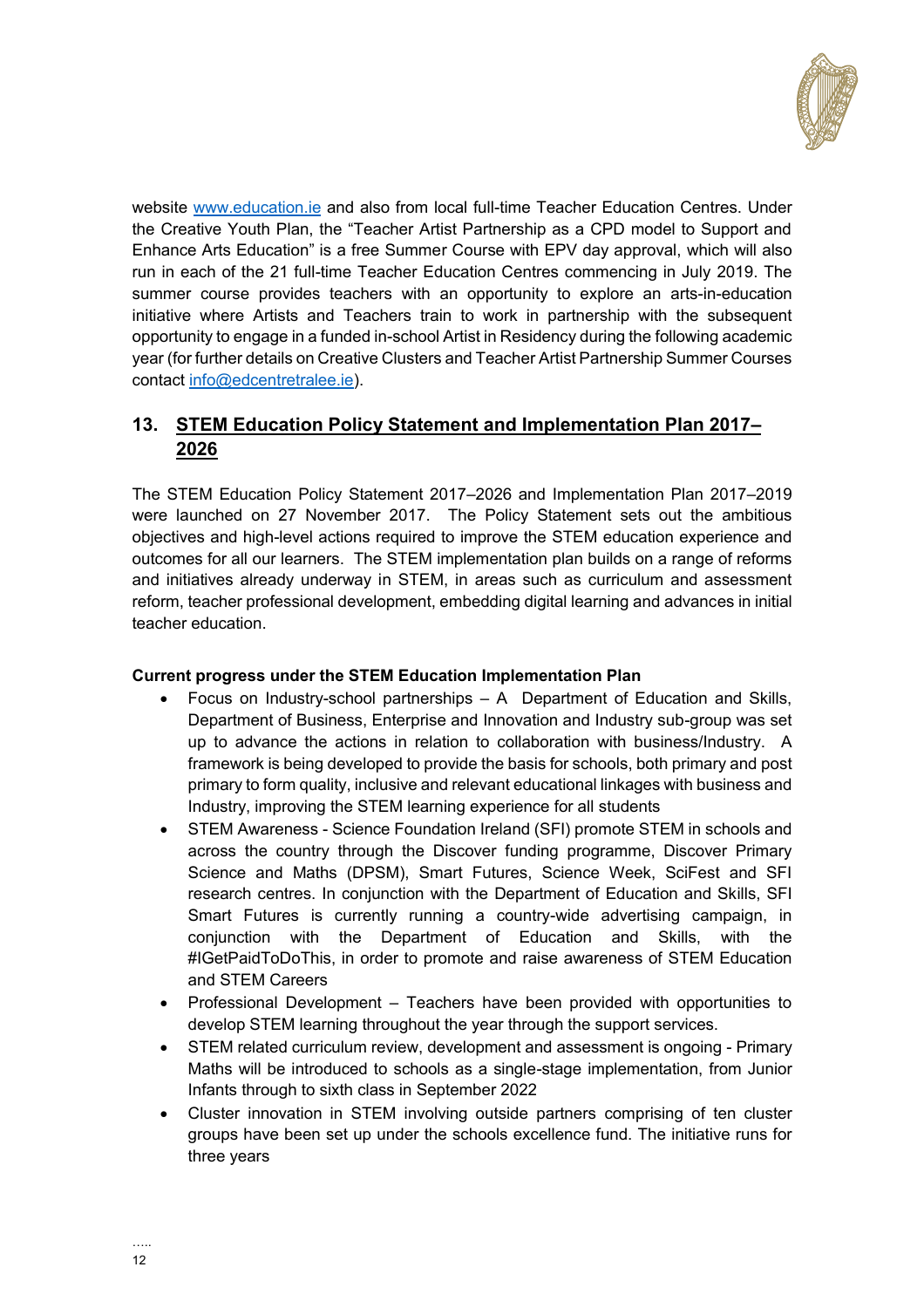website [www.education.ie](http://www.education.ie) and also from local full-time Teacher Education Centres. Under the Creative Youth Plan, the "Teacher Artist Partnership as a CPD model to Support and Enhance Arts Education" is a free Summer Course with EPV day approval, which will also run in each of the 21 full-time Teacher Education Centres commencing in July 2019. The summer course provides teachers with an opportunity to explore an arts-in-education initiative where Artists and Teachers train to work in partnership with the subsequent opportunity to engage in a funded in-school Artist in Residency during the following academic year (for further details on Creative Clusters and Teacher Artist Partnership Summer Courses contact [info@edcentretralee.ie](mailto:info@edcentretralee.ie)).

## 13. STEM Education Policy Statement and Implementation Plan 2017–2026

The STEM Education Policy Statement 2017–2026 and Implementation Plan 2017–2019 were launched on 27 November 2017. The Policy Statement sets out the ambitious objectives and high-level actions required to improve the STEM education experience and outcomes for all our learners. The STEM implementation plan builds on a range of reforms and initiatives already underway in STEM, in areas such as curriculum and assessment reform, teacher professional development, embedding digital learning and advances in initial teacher education.

**Current progress under the STEM Education Implementation Plan**

- Focus on Industry-school partnerships – A Department of Education and Skills, Department of Business, Enterprise and Innovation and Industry sub-group was set up to advance the actions in relation to collaboration with business/Industry. A framework is being developed to provide the basis for schools, both primary and post primary to form quality, inclusive and relevant educational linkages with business and Industry, improving the STEM learning experience for all students
- STEM Awareness - Science Foundation Ireland (SFI) promote STEM in schools and across the country through the Discover funding programme, Discover Primary Science and Maths (DPSM), Smart Futures, Science Week, SciFest and SFI research centres. In conjunction with the Department of Education and Skills, SFI Smart Futures is currently running a country-wide advertising campaign, in conjunction with the Department of Education and Skills, with the #IGetPaidToDoThis, in order to promote and raise awareness of STEM Education and STEM Careers
- Professional Development – Teachers have been provided with opportunities to develop STEM learning throughout the year through the support services.
- STEM related curriculum review, development and assessment is ongoing - Primary Maths will be introduced to schools as a single-stage implementation, from Junior Infants through to sixth class in September 2022
- Cluster innovation in STEM involving outside partners comprising of ten cluster groups have been set up under the schools excellence fund. The initiative runs for three years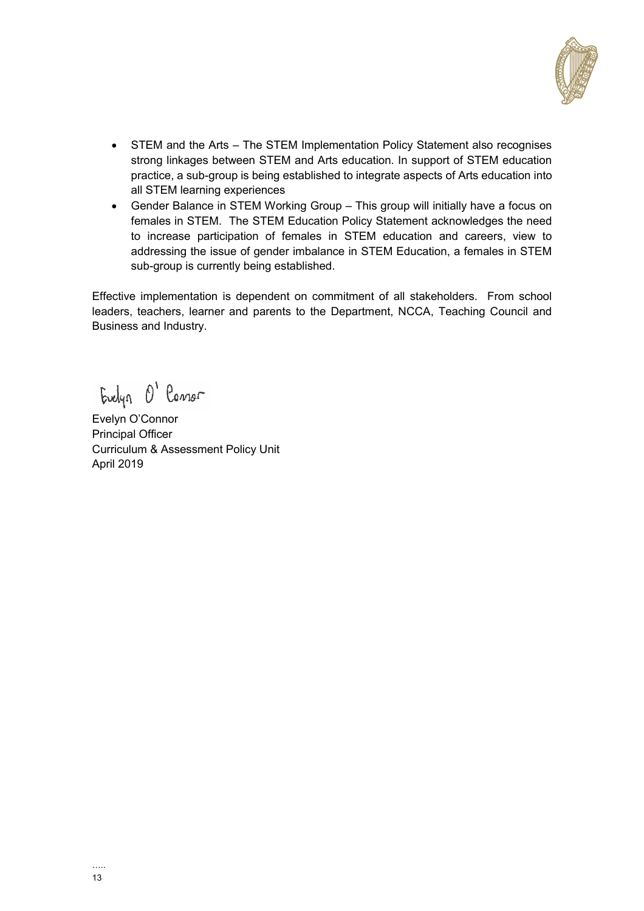- STEM and the Arts – The STEM Implementation Policy Statement also recognises strong linkages between STEM and Arts education. In support of STEM education practice, a sub-group is being established to integrate aspects of Arts education into all STEM learning experiences
- Gender Balance in STEM Working Group – This group will initially have a focus on females in STEM. The STEM Education Policy Statement acknowledges the need to increase participation of females in STEM education and careers, view to addressing the issue of gender imbalance in STEM Education, a females in STEM sub-group is currently being established.

Effective implementation is dependent on commitment of all stakeholders. From school leaders, teachers, learner and parents to the Department, NCCA, Teaching Council and Business and Industry.

Evelyn O'Connor

Evelyn O'Connor
Principal Officer
Curriculum & Assessment Policy Unit
April 2019